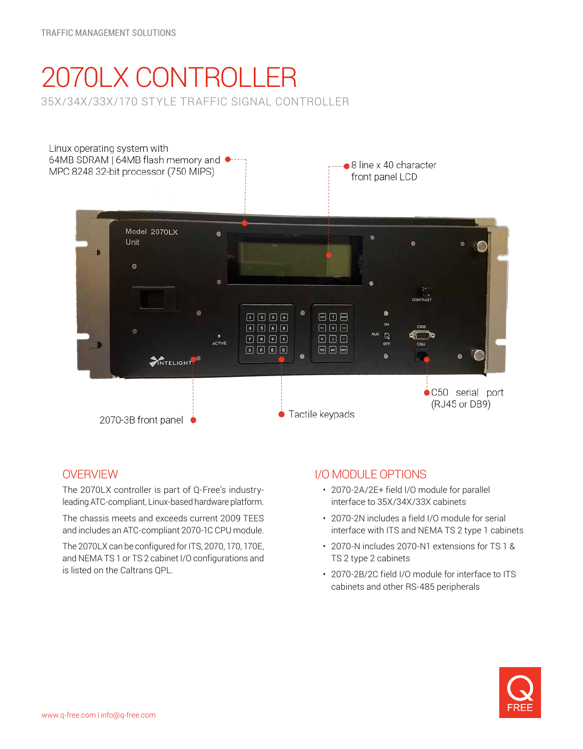TRAFFIC MANAGEMENT SOLUTIONS

# 2070LX CONTROLLER

35X/34X/33X/170 STYLE TRAFFIC SIGNAL CONTROLLER

Linux operating system with 64MB SDRAM | 64MB flash memory and MPC 8248 32-bit processor (750 MIPS)

8 line x 40 character front panel LCD

2070-3B front panel

Tactile keypads

C50 serial port (RJ45 or DB9)

## OVERVIEW

The 2070LX controller is part of Q-Free's industry-leading ATC-compliant, Linux-based hardware platform.

The chassis meets and exceeds current 2009 TEES and includes an ATC-compliant 2070-1C CPU module.

The 2070LX can be configured for ITS, 2070, 170, 170E, and NEMA TS 1 or TS 2 cabinet I/O configurations and is listed on the Caltrans QPL.

## I/O MODULE OPTIONS

- 2070-2A/2E+ field I/O module for parallel interface to 35X/34X/33X cabinets
- 2070-2N includes a field I/O module for serial interface with ITS and NEMA TS 2 type 1 cabinets
- 2070-N includes 2070-N1 extensions for TS 1 & TS 2 type 2 cabinets
- 2070-2B/2C field I/O module for interface to ITS cabinets and other RS-485 peripherals

www.q-free.com | info@q-free.com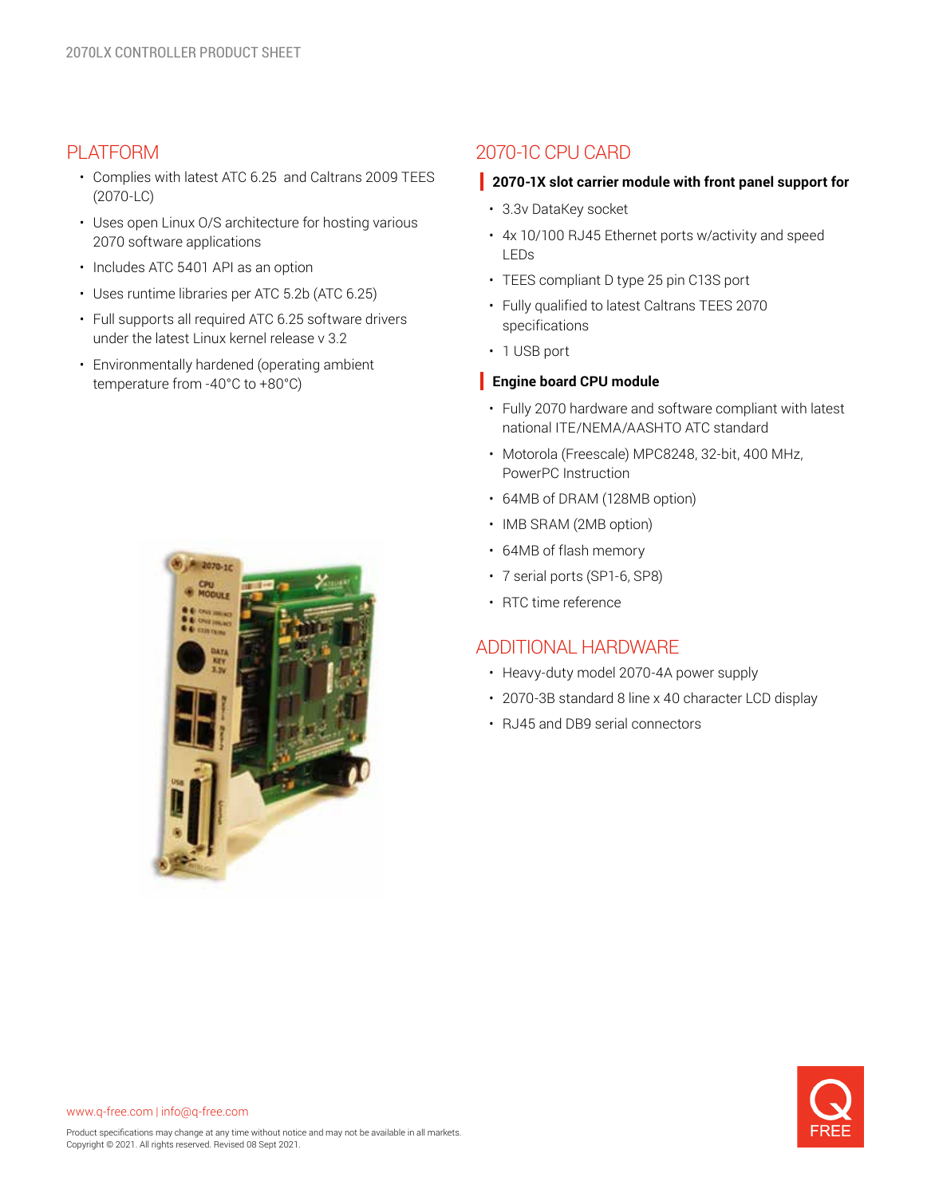## PLATFORM

- Complies with latest ATC 6.25 and Caltrans 2009 TEES (2070-LC)
- Uses open Linux O/S architecture for hosting various 2070 software applications
- Includes ATC 5401 API as an option
- Uses runtime libraries per ATC 5.2b (ATC 6.25)
- Full supports all required ATC 6.25 software drivers under the latest Linux kernel release v 3.2
- Environmentally hardened (operating ambient temperature from -40°C to +80°C)

## 2070-1C CPU CARD

**2070-1X slot carrier module with front panel support for**

- 3.3v DataKey socket
- 4x 10/100 RJ45 Ethernet ports w/activity and speed LEDs
- TEES compliant D type 25 pin C13S port
- Fully qualified to latest Caltrans TEES 2070 specifications
- 1 USB port

**Engine board CPU module**

- Fully 2070 hardware and software compliant with latest national ITE/NEMA/AASHTO ATC standard
- Motorola (Freescale) MPC8248, 32-bit, 400 MHz, PowerPC Instruction
- 64MB of DRAM (128MB option)
- IMB SRAM (2MB option)
- 64MB of flash memory
- 7 serial ports (SP1-6, SP8)
- RTC time reference

## ADDITIONAL HARDWARE

- Heavy-duty model 2070-4A power supply
- 2070-3B standard 8 line x 40 character LCD display
- RJ45 and DB9 serial connectors

www.q-free.com | info@q-free.com

Product specifications may change at any time without notice and may not be available in all markets.
Copyright © 2021. All rights reserved. Revised 08 Sept 2021.